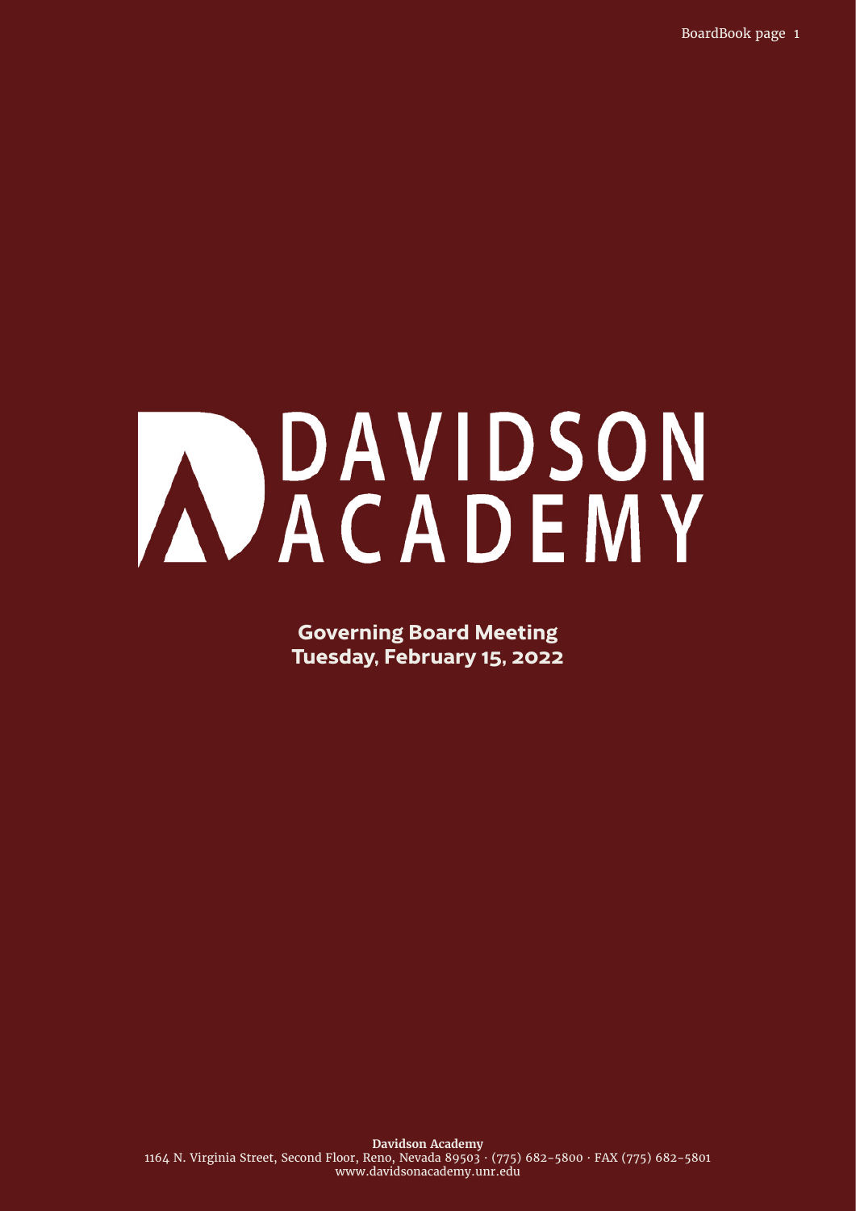# DAVIDSON ACADEMY

**Governing Board Meeting**
**Tuesday, February 15, 2022**

**Davidson Academy**
1164 N. Virginia Street, Second Floor, Reno, Nevada 89503 · (775) 682-5800 · FAX (775) 682-5801
www.davidsonacademy.unr.edu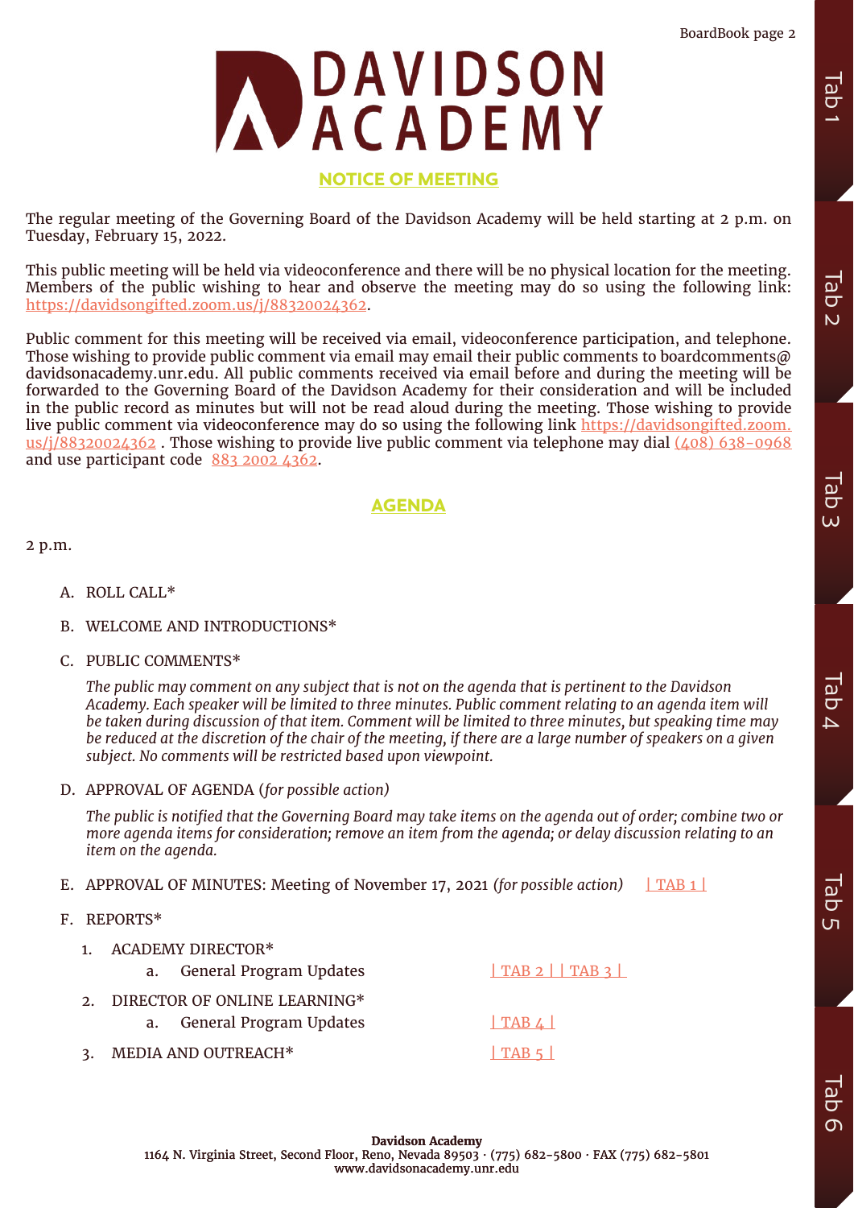# DAVIDSON ACADEMY

## NOTICE OF MEETING

The regular meeting of the Governing Board of the Davidson Academy will be held starting at 2 p.m. on Tuesday, February 15, 2022.

This public meeting will be held via videoconference and there will be no physical location for the meeting. Members of the public wishing to hear and observe the meeting may do so using the following link: https://davidsongifted.zoom.us/j/88320024362.

Public comment for this meeting will be received via email, videoconference participation, and telephone. Those wishing to provide public comment via email may email their public comments to boardcomments@davidsonacademy.unr.edu. All public comments received via email before and during the meeting will be forwarded to the Governing Board of the Davidson Academy for their consideration and will be included in the public record as minutes but will not be read aloud during the meeting. Those wishing to provide live public comment via videoconference may do so using the following link https://davidsongifted.zoom.us/j/88320024362 . Those wishing to provide live public comment via telephone may dial (408) 638-0968 and use participant code 883 2002 4362.

## AGENDA

2 p.m.

A. ROLL CALL*

B. WELCOME AND INTRODUCTIONS*

C. PUBLIC COMMENTS*

*The public may comment on any subject that is not on the agenda that is pertinent to the Davidson Academy. Each speaker will be limited to three minutes. Public comment relating to an agenda item will be taken during discussion of that item. Comment will be limited to three minutes, but speaking time may be reduced at the discretion of the chair of the meeting, if there are a large number of speakers on a given subject. No comments will be restricted based upon viewpoint.*

D. APPROVAL OF AGENDA (*for possible action)*

*The public is notified that the Governing Board may take items on the agenda out of order; combine two or more agenda items for consideration; remove an item from the agenda; or delay discussion relating to an item on the agenda.*

E. APPROVAL OF MINUTES: Meeting of November 17, 2021 *(for possible action)* | TAB 1 |

F. REPORTS*

1. ACADEMY DIRECTOR*
   a. General Program Updates | TAB 2 | | TAB 3 |
2. DIRECTOR OF ONLINE LEARNING*
   a. General Program Updates | TAB 4 |
3. MEDIA AND OUTREACH* | TAB 5 |

**Davidson Academy**
1164 N. Virginia Street, Second Floor, Reno, Nevada 89503 · (775) 682-5800 · FAX (775) 682-5801
www.davidsonacademy.unr.edu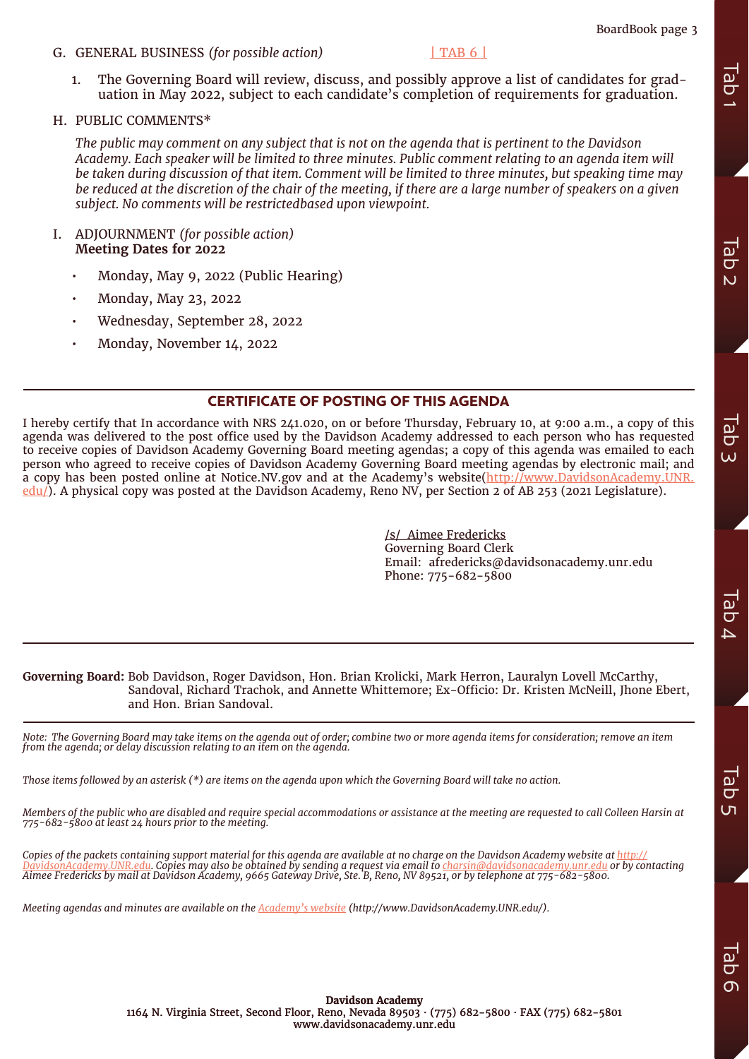G. GENERAL BUSINESS *(for possible action)* | TAB 6 |

1. The Governing Board will review, discuss, and possibly approve a list of candidates for graduation in May 2022, subject to each candidate's completion of requirements for graduation.

H. PUBLIC COMMENTS*

*The public may comment on any subject that is not on the agenda that is pertinent to the Davidson Academy. Each speaker will be limited to three minutes. Public comment relating to an agenda item will be taken during discussion of that item. Comment will be limited to three minutes, but speaking time may be reduced at the discretion of the chair of the meeting, if there are a large number of speakers on a given subject. No comments will be restrictedbased upon viewpoint.*

I. ADJOURNMENT *(for possible action)*
**Meeting Dates for 2022**

- Monday, May 9, 2022 (Public Hearing)
- Monday, May 23, 2022
- Wednesday, September 28, 2022
- Monday, November 14, 2022

## CERTIFICATE OF POSTING OF THIS AGENDA

I hereby certify that In accordance with NRS 241.020, on or before Thursday, February 10, at 9:00 a.m., a copy of this agenda was delivered to the post office used by the Davidson Academy addressed to each person who has requested to receive copies of Davidson Academy Governing Board meeting agendas; a copy of this agenda was emailed to each person who agreed to receive copies of Davidson Academy Governing Board meeting agendas by electronic mail; and a copy has been posted online at Notice.NV.gov and at the Academy's website(http://www.DavidsonAcademy.UNR.edu/). A physical copy was posted at the Davidson Academy, Reno NV, per Section 2 of AB 253 (2021 Legislature).

/s/ Aimee Fredericks
Governing Board Clerk
Email: afredericks@davidsonacademy.unr.edu
Phone: 775-682-5800

**Governing Board:** Bob Davidson, Roger Davidson, Hon. Brian Krolicki, Mark Herron, Lauralyn Lovell McCarthy, Sandoval, Richard Trachok, and Annette Whittemore; Ex-Officio: Dr. Kristen McNeill, Jhone Ebert, and Hon. Brian Sandoval.

*Note: The Governing Board may take items on the agenda out of order; combine two or more agenda items for consideration; remove an item from the agenda; or delay discussion relating to an item on the agenda.*

*Those items followed by an asterisk (*) are items on the agenda upon which the Governing Board will take no action.*

*Members of the public who are disabled and require special accommodations or assistance at the meeting are requested to call Colleen Harsin at 775-682-5800 at least 24 hours prior to the meeting.*

*Copies of the packets containing support material for this agenda are available at no charge on the Davidson Academy website at http://DavidsonAcademy.UNR.edu. Copies may also be obtained by sending a request via email to charsin@davidsonacademy.unr.edu or by contacting Aimee Fredericks by mail at Davidson Academy, 9665 Gateway Drive, Ste. B, Reno, NV 89521, or by telephone at 775-682-5800.*

*Meeting agendas and minutes are available on the Academy's website (http://www.DavidsonAcademy.UNR.edu/).*

**Davidson Academy**
1164 N. Virginia Street, Second Floor, Reno, Nevada 89503 · (775) 682-5800 · FAX (775) 682-5801
www.davidsonacademy.unr.edu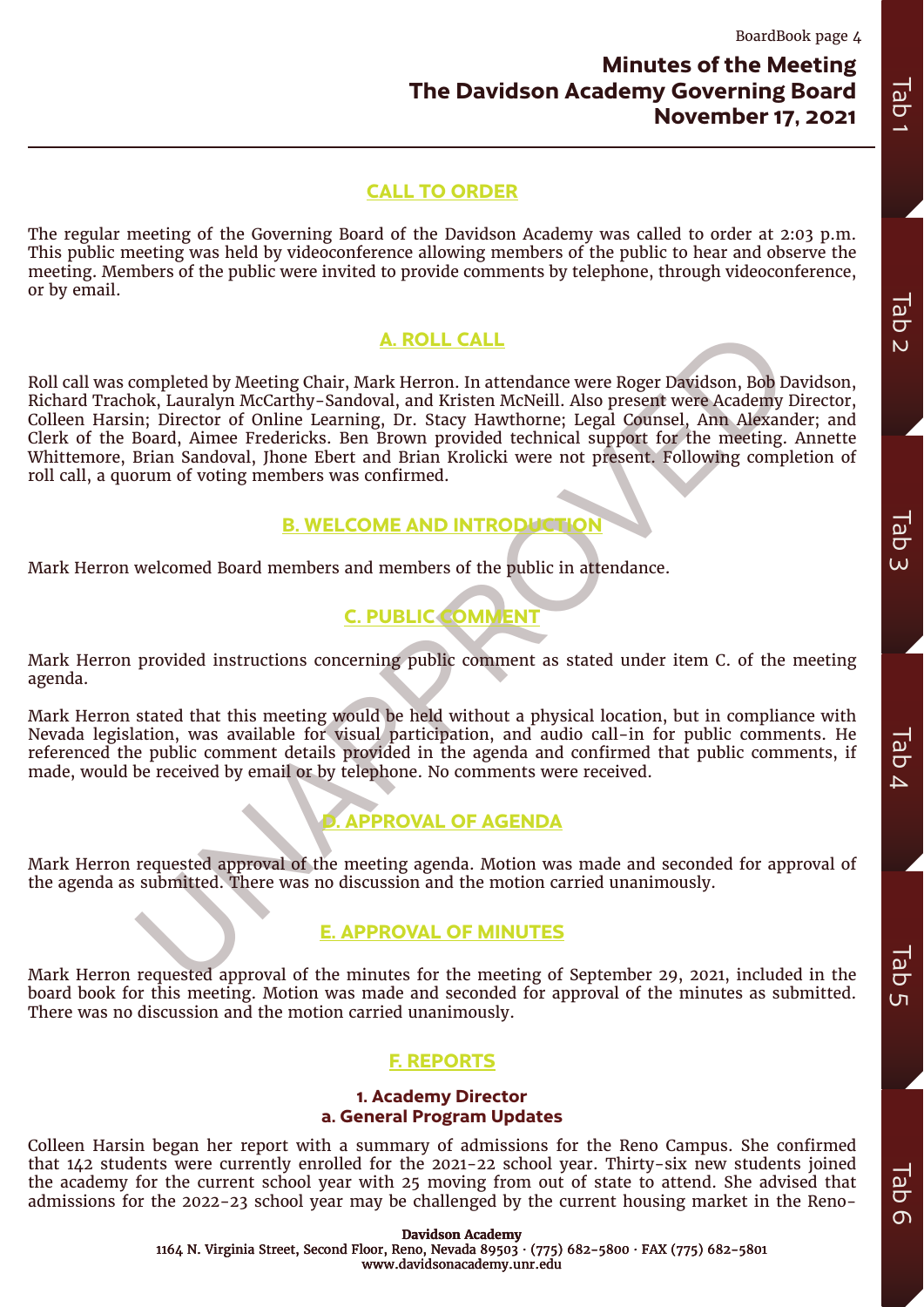# Minutes of the Meeting
# The Davidson Academy Governing Board
# November 17, 2021

## CALL TO ORDER

The regular meeting of the Governing Board of the Davidson Academy was called to order at 2:03 p.m. This public meeting was held by videoconference allowing members of the public to hear and observe the meeting. Members of the public were invited to provide comments by telephone, through videoconference, or by email.

## A. ROLL CALL

Roll call was completed by Meeting Chair, Mark Herron. In attendance were Roger Davidson, Bob Davidson, Richard Trachok, Lauralyn McCarthy-Sandoval, and Kristen McNeill. Also present were Academy Director, Colleen Harsin; Director of Online Learning, Dr. Stacy Hawthorne; Legal Counsel, Ann Alexander; and Clerk of the Board, Aimee Fredericks. Ben Brown provided technical support for the meeting. Annette Whittemore, Brian Sandoval, Jhone Ebert and Brian Krolicki were not present. Following completion of roll call, a quorum of voting members was confirmed.

## B. WELCOME AND INTRODUCTION

Mark Herron welcomed Board members and members of the public in attendance.

## C. PUBLIC COMMENT

Mark Herron provided instructions concerning public comment as stated under item C. of the meeting agenda.

Mark Herron stated that this meeting would be held without a physical location, but in compliance with Nevada legislation, was available for visual participation, and audio call-in for public comments. He referenced the public comment details provided in the agenda and confirmed that public comments, if made, would be received by email or by telephone. No comments were received.

## D. APPROVAL OF AGENDA

Mark Herron requested approval of the meeting agenda. Motion was made and seconded for approval of the agenda as submitted. There was no discussion and the motion carried unanimously.

## E. APPROVAL OF MINUTES

Mark Herron requested approval of the minutes for the meeting of September 29, 2021, included in the board book for this meeting. Motion was made and seconded for approval of the minutes as submitted. There was no discussion and the motion carried unanimously.

## F. REPORTS

### 1. Academy Director
### a. General Program Updates

Colleen Harsin began her report with a summary of admissions for the Reno Campus. She confirmed that 142 students were currently enrolled for the 2021-22 school year. Thirty-six new students joined the academy for the current school year with 25 moving from out of state to attend. She advised that admissions for the 2022-23 school year may be challenged by the current housing market in the Reno-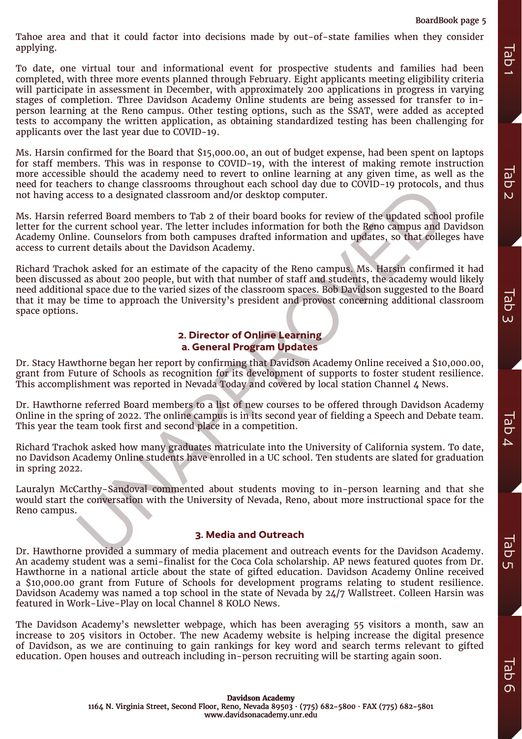Tahoe area and that it could factor into decisions made by out-of-state families when they consider applying.

To date, one virtual tour and informational event for prospective students and families had been completed, with three more events planned through February. Eight applicants meeting eligibility criteria will participate in assessment in December, with approximately 200 applications in progress in varying stages of completion. Three Davidson Academy Online students are being assessed for transfer to in-person learning at the Reno campus. Other testing options, such as the SSAT, were added as accepted tests to accompany the written application, as obtaining standardized testing has been challenging for applicants over the last year due to COVID-19.

Ms. Harsin confirmed for the Board that $15,000.00, an out of budget expense, had been spent on laptops for staff members. This was in response to COVID-19, with the interest of making remote instruction more accessible should the academy need to revert to online learning at any given time, as well as the need for teachers to change classrooms throughout each school day due to COVID-19 protocols, and thus not having access to a designated classroom and/or desktop computer.

Ms. Harsin referred Board members to Tab 2 of their board books for review of the updated school profile letter for the current school year. The letter includes information for both the Reno campus and Davidson Academy Online. Counselors from both campuses drafted information and updates, so that colleges have access to current details about the Davidson Academy.

Richard Trachok asked for an estimate of the capacity of the Reno campus. Ms. Harsin confirmed it had been discussed as about 200 people, but with that number of staff and students, the academy would likely need additional space due to the varied sizes of the classroom spaces. Bob Davidson suggested to the Board that it may be time to approach the University's president and provost concerning additional classroom space options.

## 2. Director of Online Learning

### a. General Program Updates

Dr. Stacy Hawthorne began her report by confirming that Davidson Academy Online received a $10,000.00, grant from Future of Schools as recognition for its development of supports to foster student resilience. This accomplishment was reported in Nevada Today and covered by local station Channel 4 News.

Dr. Hawthorne referred Board members to a list of new courses to be offered through Davidson Academy Online in the spring of 2022. The online campus is in its second year of fielding a Speech and Debate team. This year the team took first and second place in a competition.

Richard Trachok asked how many graduates matriculate into the University of California system. To date, no Davidson Academy Online students have enrolled in a UC school. Ten students are slated for graduation in spring 2022.

Lauralyn McCarthy-Sandoval commented about students moving to in-person learning and that she would start the conversation with the University of Nevada, Reno, about more instructional space for the Reno campus.

## 3. Media and Outreach

Dr. Hawthorne provided a summary of media placement and outreach events for the Davidson Academy. An academy student was a semi-finalist for the Coca Cola scholarship. AP news featured quotes from Dr. Hawthorne in a national article about the state of gifted education. Davidson Academy Online received a $10,000.00 grant from Future of Schools for development programs relating to student resilience. Davidson Academy was named a top school in the state of Nevada by 24/7 Wallstreet. Colleen Harsin was featured in Work-Live-Play on local Channel 8 KOLO News.

The Davidson Academy's newsletter webpage, which has been averaging 55 visitors a month, saw an increase to 205 visitors in October. The new Academy website is helping increase the digital presence of Davidson, as we are continuing to gain rankings for key word and search terms relevant to gifted education. Open houses and outreach including in-person recruiting will be starting again soon.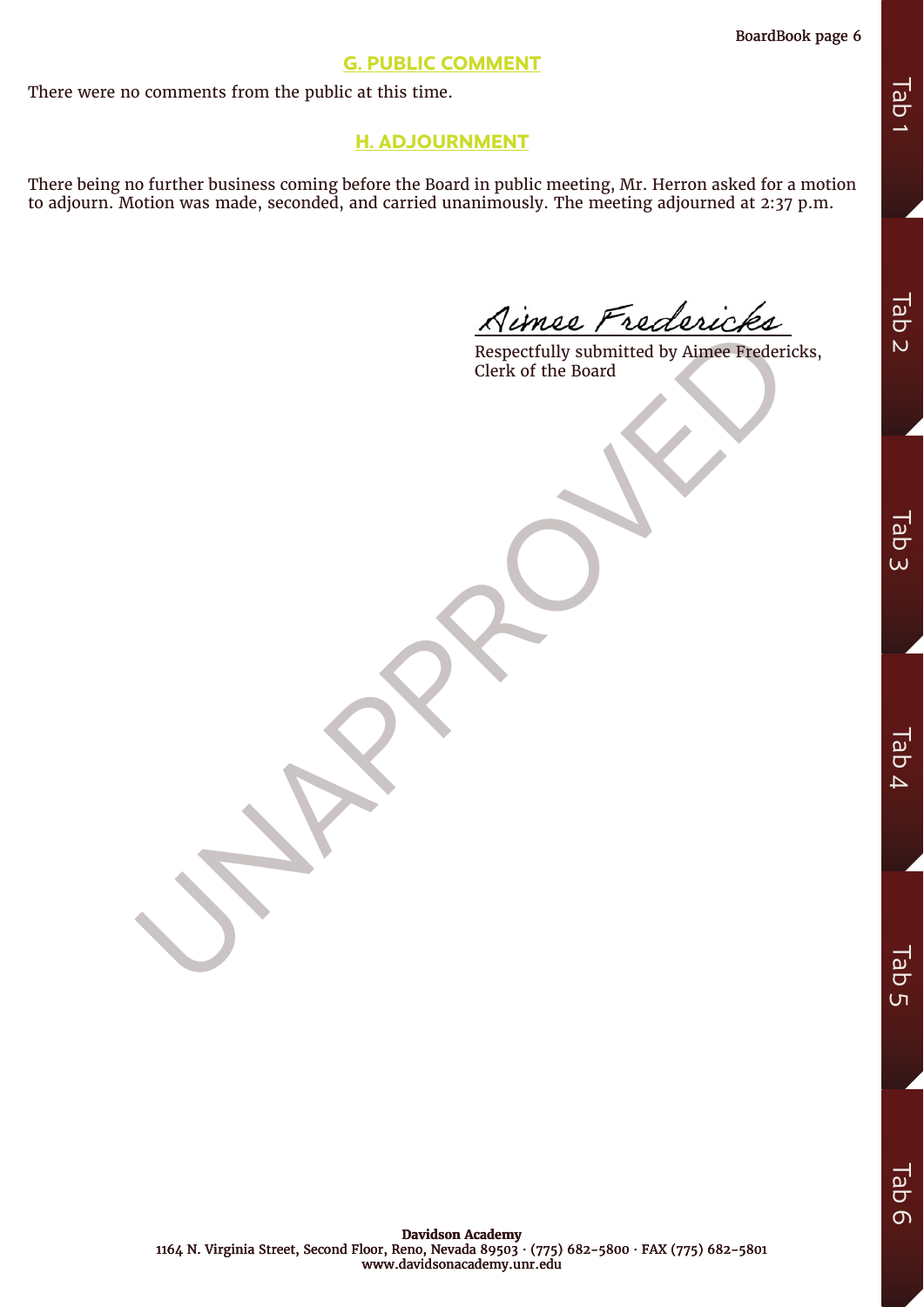## G. PUBLIC COMMENT

There were no comments from the public at this time.

## H. ADJOURNMENT

There being no further business coming before the Board in public meeting, Mr. Herron asked for a motion to adjourn. Motion was made, seconded, and carried unanimously. The meeting adjourned at 2:37 p.m.

*Aimee Fredericks*

Respectfully submitted by Aimee Fredericks,
Clerk of the Board

UNAPPROVED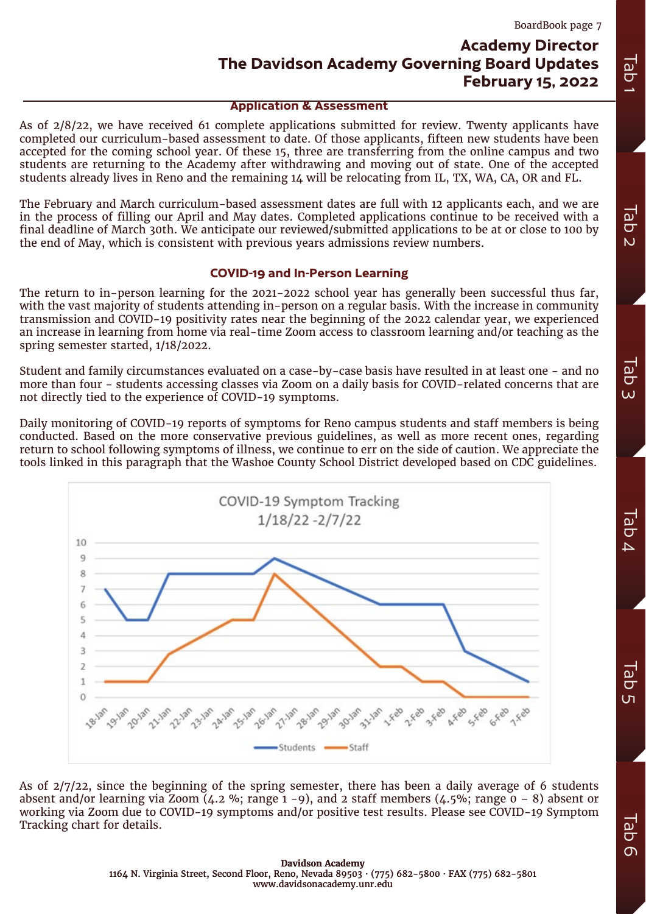# Academy Director
# The Davidson Academy Governing Board Updates
# February 15, 2022

## Application & Assessment

As of 2/8/22, we have received 61 complete applications submitted for review. Twenty applicants have completed our curriculum-based assessment to date. Of those applicants, fifteen new students have been accepted for the coming school year. Of these 15, three are transferring from the online campus and two students are returning to the Academy after withdrawing and moving out of state. One of the accepted students already lives in Reno and the remaining 14 will be relocating from IL, TX, WA, CA, OR and FL.

The February and March curriculum-based assessment dates are full with 12 applicants each, and we are in the process of filling our April and May dates. Completed applications continue to be received with a final deadline of March 30th. We anticipate our reviewed/submitted applications to be at or close to 100 by the end of May, which is consistent with previous years admissions review numbers.

## COVID-19 and In-Person Learning

The return to in-person learning for the 2021-2022 school year has generally been successful thus far, with the vast majority of students attending in-person on a regular basis. With the increase in community transmission and COVID-19 positivity rates near the beginning of the 2022 calendar year, we experienced an increase in learning from home via real-time Zoom access to classroom learning and/or teaching as the spring semester started, 1/18/2022.

Student and family circumstances evaluated on a case-by-case basis have resulted in at least one - and no more than four - students accessing classes via Zoom on a daily basis for COVID-related concerns that are not directly tied to the experience of COVID-19 symptoms.

Daily monitoring of COVID-19 reports of symptoms for Reno campus students and staff members is being conducted. Based on the more conservative previous guidelines, as well as more recent ones, regarding return to school following symptoms of illness, we continue to err on the side of caution. We appreciate the tools linked in this paragraph that the Washoe County School District developed based on CDC guidelines.

COVID-19 Symptom Tracking 1/18/22 -2/7/22

As of 2/7/22, since the beginning of the spring semester, there has been a daily average of 6 students absent and/or learning via Zoom (4.2 %; range 1 -9), and 2 staff members (4.5%; range 0 – 8) absent or working via Zoom due to COVID-19 symptoms and/or positive test results. Please see COVID-19 Symptom Tracking chart for details.

**Davidson Academy**
1164 N. Virginia Street, Second Floor, Reno, Nevada 89503 · (775) 682-5800 · FAX (775) 682-5801
www.davidsonacademy.unr.edu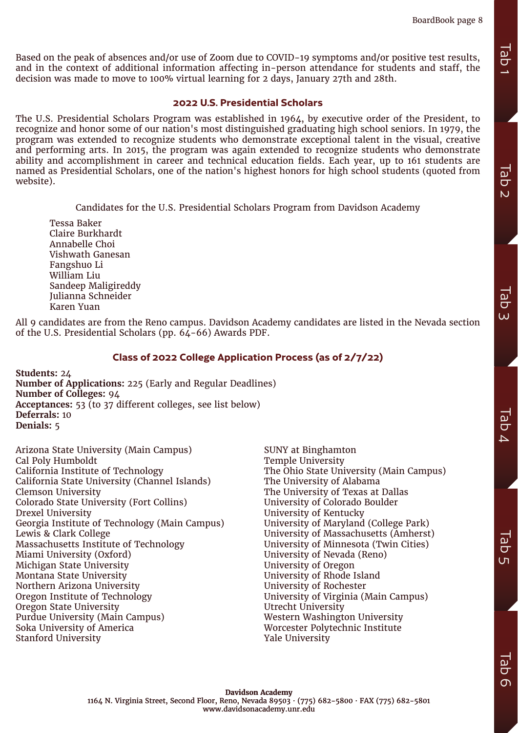Based on the peak of absences and/or use of Zoom due to COVID-19 symptoms and/or positive test results, and in the context of additional information affecting in-person attendance for students and staff, the decision was made to move to 100% virtual learning for 2 days, January 27th and 28th.

## 2022 U.S. Presidential Scholars

The U.S. Presidential Scholars Program was established in 1964, by executive order of the President, to recognize and honor some of our nation's most distinguished graduating high school seniors. In 1979, the program was extended to recognize students who demonstrate exceptional talent in the visual, creative and performing arts. In 2015, the program was again extended to recognize students who demonstrate ability and accomplishment in career and technical education fields. Each year, up to 161 students are named as Presidential Scholars, one of the nation's highest honors for high school students (quoted from website).

Candidates for the U.S. Presidential Scholars Program from Davidson Academy

- Tessa Baker
- Claire Burkhardt
- Annabelle Choi
- Vishwath Ganesan
- Fangshuo Li
- William Liu
- Sandeep Maligireddy
- Julianna Schneider
- Karen Yuan

All 9 candidates are from the Reno campus. Davidson Academy candidates are listed in the Nevada section of the U.S. Presidential Scholars (pp. 64-66) Awards PDF.

## Class of 2022 College Application Process (as of 2/7/22)

**Students:** 24
**Number of Applications:** 225 (Early and Regular Deadlines)
**Number of Colleges:** 94
**Acceptances:** 53 (to 37 different colleges, see list below)
**Deferrals:** 10
**Denials:** 5

- Arizona State University (Main Campus)
- Cal Poly Humboldt
- California Institute of Technology
- California State University (Channel Islands)
- Clemson University
- Colorado State University (Fort Collins)
- Drexel University
- Georgia Institute of Technology (Main Campus)
- Lewis & Clark College
- Massachusetts Institute of Technology
- Miami University (Oxford)
- Michigan State University
- Montana State University
- Northern Arizona University
- Oregon Institute of Technology
- Oregon State University
- Purdue University (Main Campus)
- Soka University of America
- Stanford University
- SUNY at Binghamton
- Temple University
- The Ohio State University (Main Campus)
- The University of Alabama
- The University of Texas at Dallas
- University of Colorado Boulder
- University of Kentucky
- University of Maryland (College Park)
- University of Massachusetts (Amherst)
- University of Minnesota (Twin Cities)
- University of Nevada (Reno)
- University of Oregon
- University of Rhode Island
- University of Rochester
- University of Virginia (Main Campus)
- Utrecht University
- Western Washington University
- Worcester Polytechnic Institute
- Yale University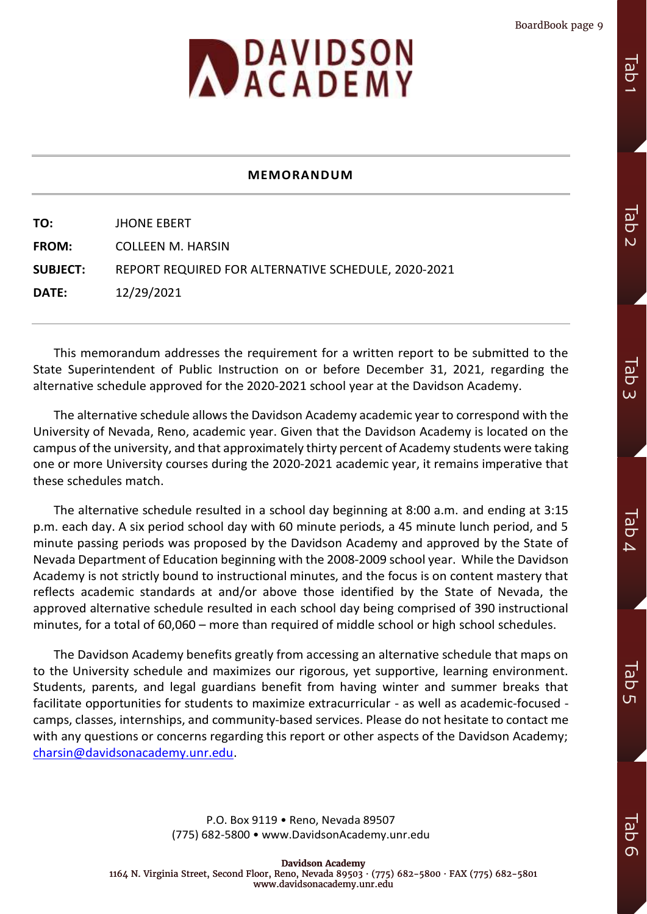# DAVIDSON ACADEMY

## MEMORANDUM

**TO:** JHONE EBERT

**FROM:** COLLEEN M. HARSIN

**SUBJECT:** REPORT REQUIRED FOR ALTERNATIVE SCHEDULE, 2020-2021

**DATE:** 12/29/2021

This memorandum addresses the requirement for a written report to be submitted to the State Superintendent of Public Instruction on or before December 31, 2021, regarding the alternative schedule approved for the 2020-2021 school year at the Davidson Academy.

The alternative schedule allows the Davidson Academy academic year to correspond with the University of Nevada, Reno, academic year. Given that the Davidson Academy is located on the campus of the university, and that approximately thirty percent of Academy students were taking one or more University courses during the 2020-2021 academic year, it remains imperative that these schedules match.

The alternative schedule resulted in a school day beginning at 8:00 a.m. and ending at 3:15 p.m. each day. A six period school day with 60 minute periods, a 45 minute lunch period, and 5 minute passing periods was proposed by the Davidson Academy and approved by the State of Nevada Department of Education beginning with the 2008-2009 school year. While the Davidson Academy is not strictly bound to instructional minutes, and the focus is on content mastery that reflects academic standards at and/or above those identified by the State of Nevada, the approved alternative schedule resulted in each school day being comprised of 390 instructional minutes, for a total of 60,060 – more than required of middle school or high school schedules.

The Davidson Academy benefits greatly from accessing an alternative schedule that maps on to the University schedule and maximizes our rigorous, yet supportive, learning environment. Students, parents, and legal guardians benefit from having winter and summer breaks that facilitate opportunities for students to maximize extracurricular - as well as academic-focused - camps, classes, internships, and community-based services. Please do not hesitate to contact me with any questions or concerns regarding this report or other aspects of the Davidson Academy; charsin@davidsonacademy.unr.edu.

P.O. Box 9119 • Reno, Nevada 89507
(775) 682-5800 • www.DavidsonAcademy.unr.edu

**Davidson Academy**
1164 N. Virginia Street, Second Floor, Reno, Nevada 89503 · (775) 682-5800 · FAX (775) 682-5801
www.davidsonacademy.unr.edu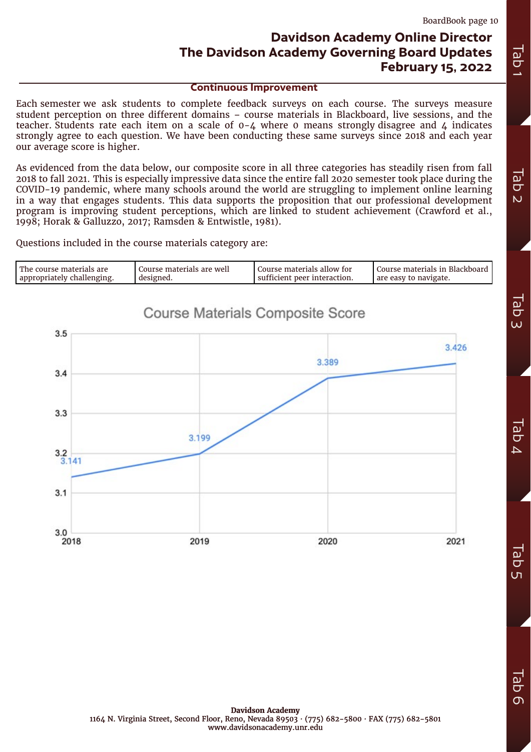# Davidson Academy Online Director
# The Davidson Academy Governing Board Updates
# February 15, 2022

## Continuous Improvement

Each semester we ask students to complete feedback surveys on each course. The surveys measure student perception on three different domains – course materials in Blackboard, live sessions, and the teacher. Students rate each item on a scale of 0-4 where 0 means strongly disagree and 4 indicates strongly agree to each question. We have been conducting these same surveys since 2018 and each year our average score is higher.

As evidenced from the data below, our composite score in all three categories has steadily risen from fall 2018 to fall 2021. This is especially impressive data since the entire fall 2020 semester took place during the COVID-19 pandemic, where many schools around the world are struggling to implement online learning in a way that engages students. This data supports the proposition that our professional development program is improving student perceptions, which are linked to student achievement (Crawford et al., 1998; Horak & Galluzzo, 2017; Ramsden & Entwistle, 1981).

Questions included in the course materials category are:

| The course materials are appropriately challenging. | Course materials are well designed. | Course materials allow for sufficient peer interaction. | Course materials in Blackboard are easy to navigate. |
|---|---|---|---|

**Course Materials Composite Score**

| Year | Score |
|---|---|
| 2018 | 3.141 |
| 2019 | 3.199 |
| 2020 | 3.389 |
| 2021 | 3.426 |

**Davidson Academy**
1164 N. Virginia Street, Second Floor, Reno, Nevada 89503 · (775) 682-5800 · FAX (775) 682-5801
www.davidsonacademy.unr.edu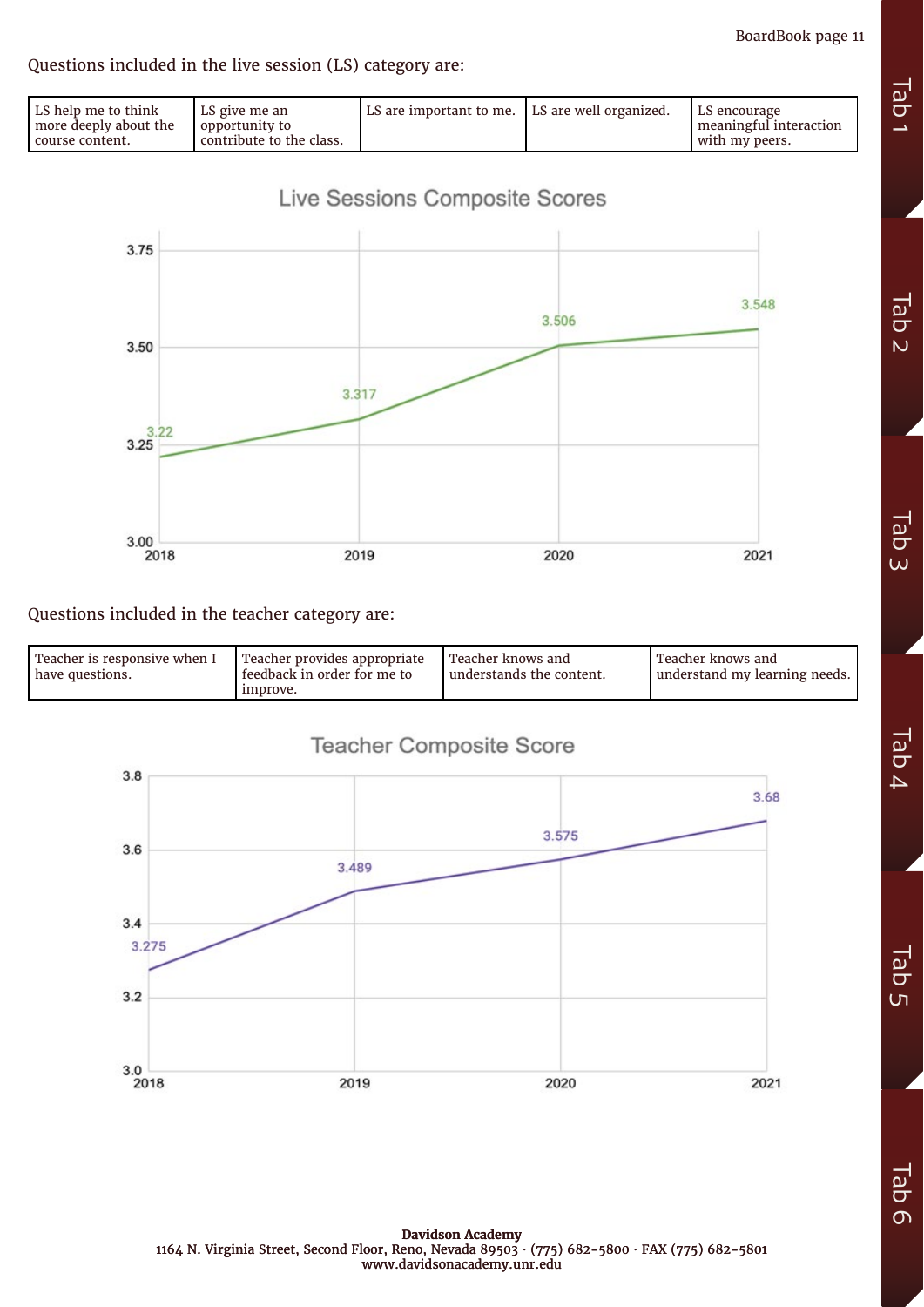Questions included in the live session (LS) category are:

| LS help me to think more deeply about the course content. | LS give me an opportunity to contribute to the class. | LS are important to me. | LS are well organized. | LS encourage meaningful interaction with my peers. |
|---|---|---|---|---|

**Live Sessions Composite Scores**

| Year | Score |
|---|---|
| 2018 | 3.22 |
| 2019 | 3.317 |
| 2020 | 3.506 |
| 2021 | 3.548 |

Questions included in the teacher category are:

| Teacher is responsive when I have questions. | Teacher provides appropriate feedback in order for me to improve. | Teacher knows and understands the content. | Teacher knows and understand my learning needs. |
|---|---|---|---|

**Teacher Composite Score**

| Year | Score |
|---|---|
| 2018 | 3.275 |
| 2019 | 3.489 |
| 2020 | 3.575 |
| 2021 | 3.68 |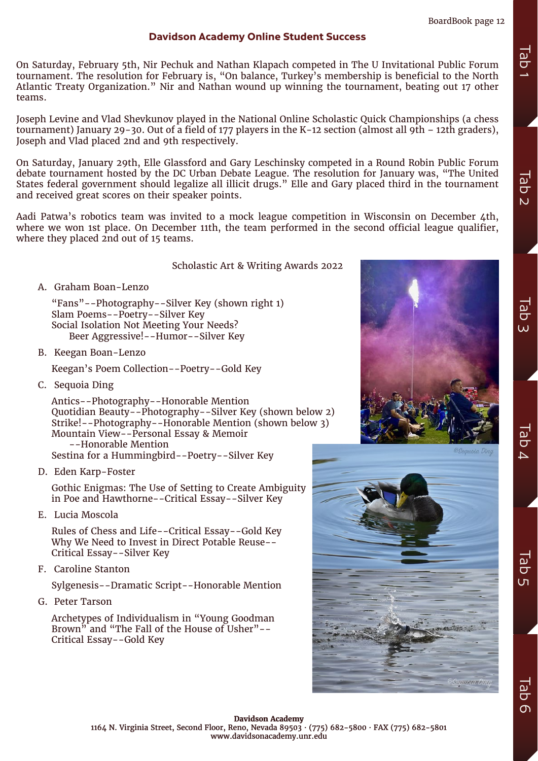## Davidson Academy Online Student Success

On Saturday, February 5th, Nir Pechuk and Nathan Klapach competed in The U Invitational Public Forum tournament. The resolution for February is, "On balance, Turkey's membership is beneficial to the North Atlantic Treaty Organization." Nir and Nathan wound up winning the tournament, beating out 17 other teams.

Joseph Levine and Vlad Shevkunov played in the National Online Scholastic Quick Championships (a chess tournament) January 29-30. Out of a field of 177 players in the K-12 section (almost all 9th – 12th graders), Joseph and Vlad placed 2nd and 9th respectively.

On Saturday, January 29th, Elle Glassford and Gary Leschinsky competed in a Round Robin Public Forum debate tournament hosted by the DC Urban Debate League. The resolution for January was, "The United States federal government should legalize all illicit drugs." Elle and Gary placed third in the tournament and received great scores on their speaker points.

Aadi Patwa's robotics team was invited to a mock league competition in Wisconsin on December 4th, where we won 1st place. On December 11th, the team performed in the second official league qualifier, where they placed 2nd out of 15 teams.

### Scholastic Art & Writing Awards 2022

A. Graham Boan-Lenzo

"Fans"--Photography--Silver Key (shown right 1)
Slam Poems--Poetry--Silver Key
Social Isolation Not Meeting Your Needs? Beer Aggressive!--Humor--Silver Key

B. Keegan Boan-Lenzo

Keegan's Poem Collection--Poetry--Gold Key

C. Sequoia Ding

Antics--Photography--Honorable Mention
Quotidian Beauty--Photography--Silver Key (shown below 2)
Strike!--Photography--Honorable Mention (shown below 3)
Mountain View--Personal Essay & Memoir --Honorable Mention
Sestina for a Hummingbird--Poetry--Silver Key

D. Eden Karp-Foster

Gothic Enigmas: The Use of Setting to Create Ambiguity in Poe and Hawthorne--Critical Essay--Silver Key

E. Lucia Moscola

Rules of Chess and Life--Critical Essay--Gold Key
Why We Need to Invest in Direct Potable Reuse--Critical Essay--Silver Key

F. Caroline Stanton

Sylgenesis--Dramatic Script--Honorable Mention

G. Peter Tarson

Archetypes of Individualism in "Young Goodman Brown" and "The Fall of the House of Usher"--Critical Essay--Gold Key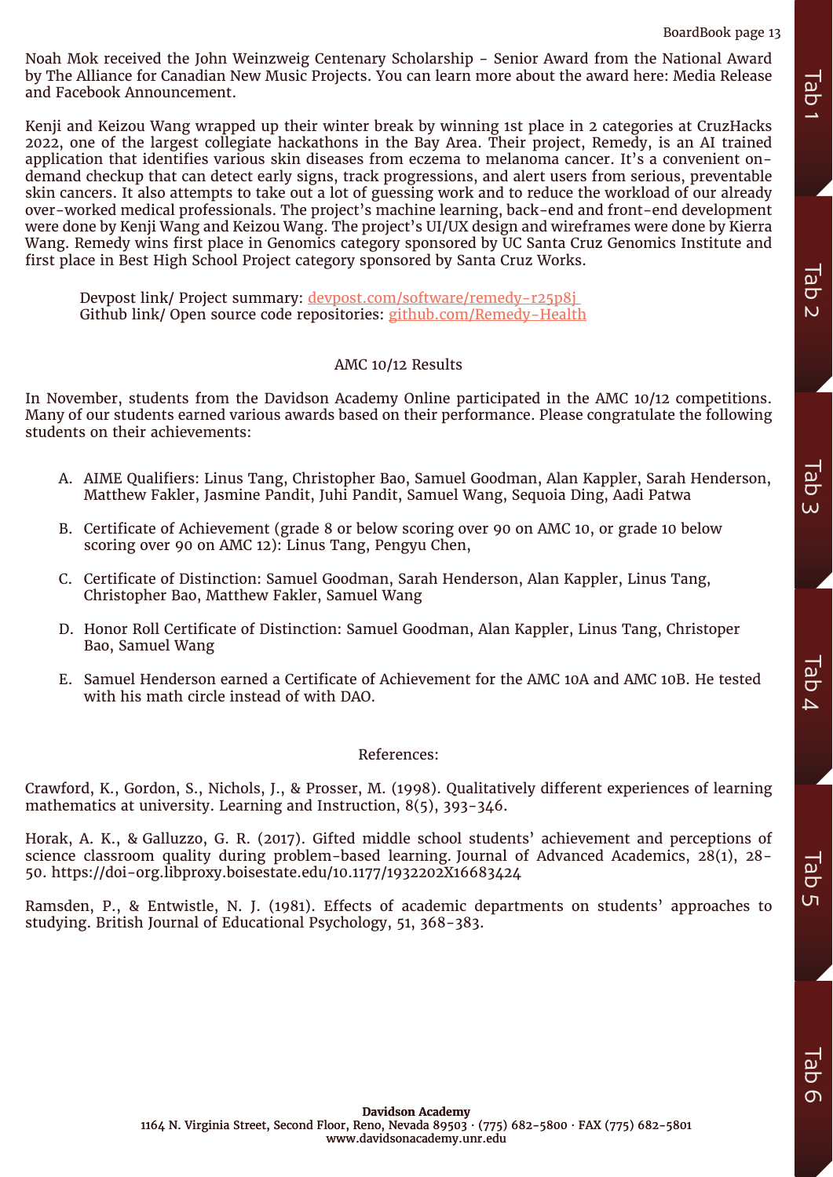Noah Mok received the John Weinzweig Centenary Scholarship - Senior Award from the National Award by The Alliance for Canadian New Music Projects. You can learn more about the award here: Media Release and Facebook Announcement.

Kenji and Keizou Wang wrapped up their winter break by winning 1st place in 2 categories at CruzHacks 2022, one of the largest collegiate hackathons in the Bay Area. Their project, Remedy, is an AI trained application that identifies various skin diseases from eczema to melanoma cancer. It's a convenient on-demand checkup that can detect early signs, track progressions, and alert users from serious, preventable skin cancers. It also attempts to take out a lot of guessing work and to reduce the workload of our already over-worked medical professionals. The project's machine learning, back-end and front-end development were done by Kenji Wang and Keizou Wang. The project's UI/UX design and wireframes were done by Kierra Wang. Remedy wins first place in Genomics category sponsored by UC Santa Cruz Genomics Institute and first place in Best High School Project category sponsored by Santa Cruz Works.

> Devpost link/ Project summary: [devpost.com/software/remedy-r25p8j](devpost.com/software/remedy-r25p8j)
> Github link/ Open source code repositories: [github.com/Remedy-Health](github.com/Remedy-Health)

## AMC 10/12 Results

In November, students from the Davidson Academy Online participated in the AMC 10/12 competitions. Many of our students earned various awards based on their performance. Please congratulate the following students on their achievements:

A. AIME Qualifiers: Linus Tang, Christopher Bao, Samuel Goodman, Alan Kappler, Sarah Henderson, Matthew Fakler, Jasmine Pandit, Juhi Pandit, Samuel Wang, Sequoia Ding, Aadi Patwa

B. Certificate of Achievement (grade 8 or below scoring over 90 on AMC 10, or grade 10 below scoring over 90 on AMC 12): Linus Tang, Pengyu Chen,

C. Certificate of Distinction: Samuel Goodman, Sarah Henderson, Alan Kappler, Linus Tang, Christopher Bao, Matthew Fakler, Samuel Wang

D. Honor Roll Certificate of Distinction: Samuel Goodman, Alan Kappler, Linus Tang, Christoper Bao, Samuel Wang

E. Samuel Henderson earned a Certificate of Achievement for the AMC 10A and AMC 10B. He tested with his math circle instead of with DAO.

## References:

Crawford, K., Gordon, S., Nichols, J., & Prosser, M. (1998). Qualitatively different experiences of learning mathematics at university. Learning and Instruction, 8(5), 393-346.

Horak, A. K., & Galluzzo, G. R. (2017). Gifted middle school students' achievement and perceptions of science classroom quality during problem-based learning. Journal of Advanced Academics, 28(1), 28-50. https://doi-org.libproxy.boisestate.edu/10.1177/1932202X16683424

Ramsden, P., & Entwistle, N. J. (1981). Effects of academic departments on students' approaches to studying. British Journal of Educational Psychology, 51, 368-383.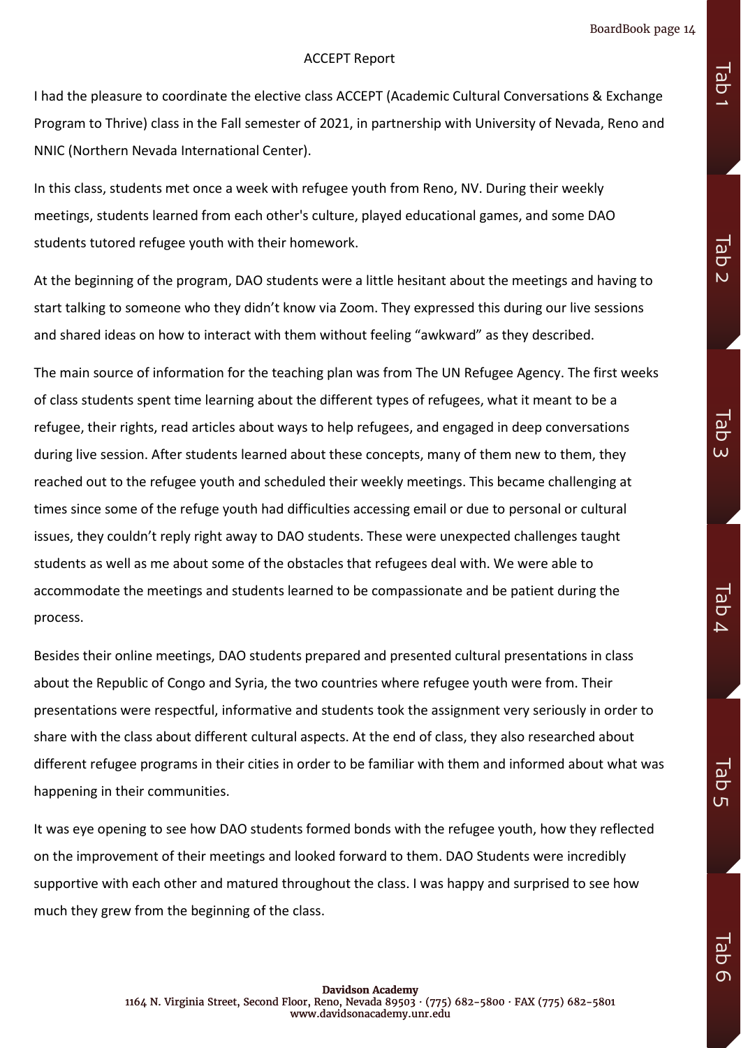## ACCEPT Report

I had the pleasure to coordinate the elective class ACCEPT (Academic Cultural Conversations & Exchange Program to Thrive) class in the Fall semester of 2021, in partnership with University of Nevada, Reno and NNIC (Northern Nevada International Center).

In this class, students met once a week with refugee youth from Reno, NV. During their weekly meetings, students learned from each other's culture, played educational games, and some DAO students tutored refugee youth with their homework.

At the beginning of the program, DAO students were a little hesitant about the meetings and having to start talking to someone who they didn't know via Zoom. They expressed this during our live sessions and shared ideas on how to interact with them without feeling "awkward" as they described.

The main source of information for the teaching plan was from The UN Refugee Agency. The first weeks of class students spent time learning about the different types of refugees, what it meant to be a refugee, their rights, read articles about ways to help refugees, and engaged in deep conversations during live session. After students learned about these concepts, many of them new to them, they reached out to the refugee youth and scheduled their weekly meetings. This became challenging at times since some of the refuge youth had difficulties accessing email or due to personal or cultural issues, they couldn't reply right away to DAO students. These were unexpected challenges taught students as well as me about some of the obstacles that refugees deal with. We were able to accommodate the meetings and students learned to be compassionate and be patient during the process.

Besides their online meetings, DAO students prepared and presented cultural presentations in class about the Republic of Congo and Syria, the two countries where refugee youth were from. Their presentations were respectful, informative and students took the assignment very seriously in order to share with the class about different cultural aspects. At the end of class, they also researched about different refugee programs in their cities in order to be familiar with them and informed about what was happening in their communities.

It was eye opening to see how DAO students formed bonds with the refugee youth, how they reflected on the improvement of their meetings and looked forward to them. DAO Students were incredibly supportive with each other and matured throughout the class. I was happy and surprised to see how much they grew from the beginning of the class.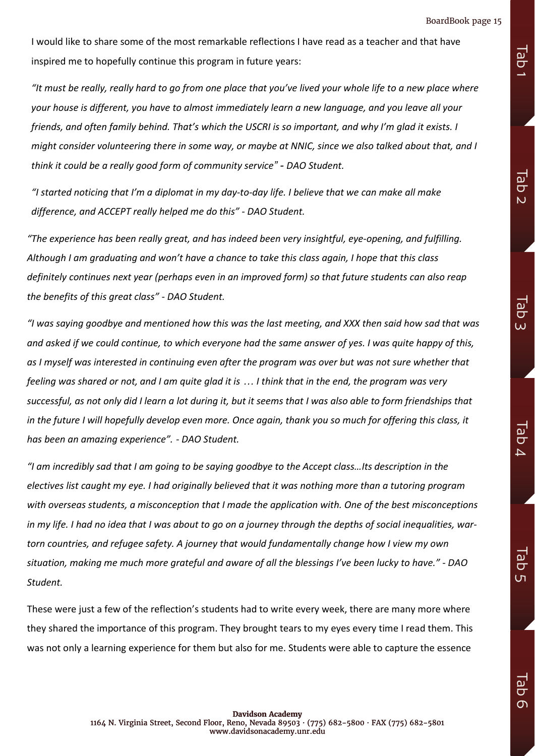I would like to share some of the most remarkable reflections I have read as a teacher and that have inspired me to hopefully continue this program in future years:

*"It must be really, really hard to go from one place that you've lived your whole life to a new place where your house is different, you have to almost immediately learn a new language, and you leave all your friends, and often family behind. That's which the USCRI is so important, and why I'm glad it exists. I might consider volunteering there in some way, or maybe at NNIC, since we also talked about that, and I think it could be a really good form of community service" - DAO Student.*

*"I started noticing that I'm a diplomat in my day-to-day life. I believe that we can make all make difference, and ACCEPT really helped me do this" - DAO Student.*

*"The experience has been really great, and has indeed been very insightful, eye-opening, and fulfilling. Although I am graduating and won't have a chance to take this class again, I hope that this class definitely continues next year (perhaps even in an improved form) so that future students can also reap the benefits of this great class" - DAO Student.*

*"I was saying goodbye and mentioned how this was the last meeting, and XXX then said how sad that was and asked if we could continue, to which everyone had the same answer of yes. I was quite happy of this, as I myself was interested in continuing even after the program was over but was not sure whether that feeling was shared or not, and I am quite glad it is … I think that in the end, the program was very successful, as not only did I learn a lot during it, but it seems that I was also able to form friendships that in the future I will hopefully develop even more. Once again, thank you so much for offering this class, it has been an amazing experience". - DAO Student.*

*"I am incredibly sad that I am going to be saying goodbye to the Accept class…Its description in the electives list caught my eye. I had originally believed that it was nothing more than a tutoring program with overseas students, a misconception that I made the application with. One of the best misconceptions in my life. I had no idea that I was about to go on a journey through the depths of social inequalities, war-torn countries, and refugee safety. A journey that would fundamentally change how I view my own situation, making me much more grateful and aware of all the blessings I've been lucky to have." - DAO Student.*

These were just a few of the reflection's students had to write every week, there are many more where they shared the importance of this program. They brought tears to my eyes every time I read them. This was not only a learning experience for them but also for me. Students were able to capture the essence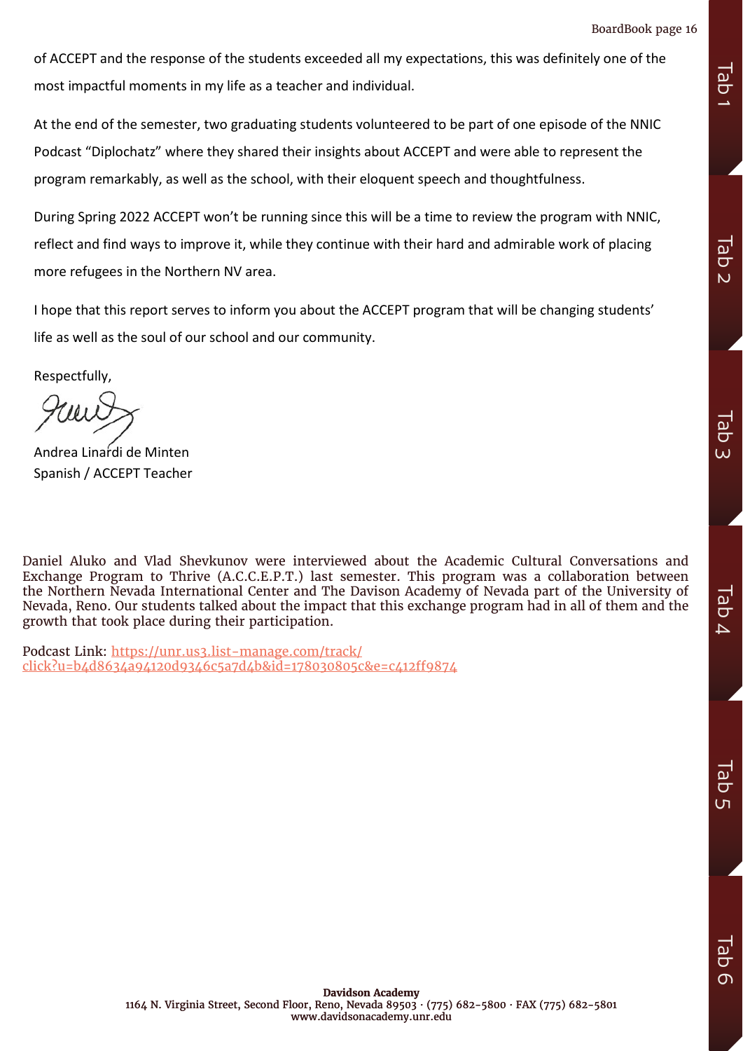of ACCEPT and the response of the students exceeded all my expectations, this was definitely one of the most impactful moments in my life as a teacher and individual.

At the end of the semester, two graduating students volunteered to be part of one episode of the NNIC Podcast "Diplochatz" where they shared their insights about ACCEPT and were able to represent the program remarkably, as well as the school, with their eloquent speech and thoughtfulness.

During Spring 2022 ACCEPT won't be running since this will be a time to review the program with NNIC, reflect and find ways to improve it, while they continue with their hard and admirable work of placing more refugees in the Northern NV area.

I hope that this report serves to inform you about the ACCEPT program that will be changing students' life as well as the soul of our school and our community.

Respectfully,

Andrea Linardi de Minten
Spanish / ACCEPT Teacher

Daniel Aluko and Vlad Shevkunov were interviewed about the Academic Cultural Conversations and Exchange Program to Thrive (A.C.C.E.P.T.) last semester. This program was a collaboration between the Northern Nevada International Center and The Davison Academy of Nevada part of the University of Nevada, Reno. Our students talked about the impact that this exchange program had in all of them and the growth that took place during their participation.

Podcast Link: [https://unr.us3.list-manage.com/track/click?u=b4d8634a94120d9346c5a7d4b&id=178030805c&e=c412ff9874](https://unr.us3.list-manage.com/track/click?u=b4d8634a94120d9346c5a7d4b&id=178030805c&e=c412ff9874)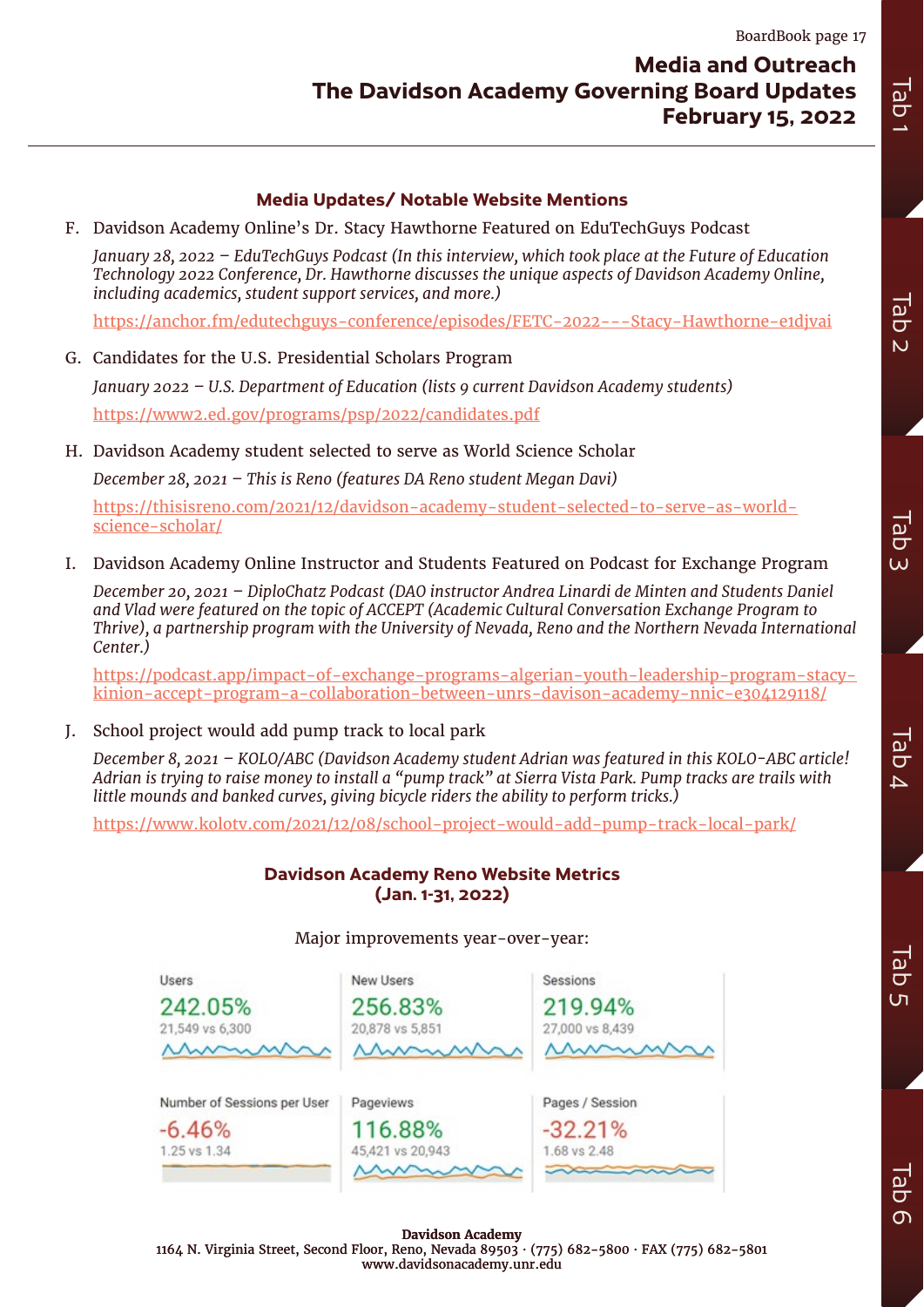# Media and Outreach
# The Davidson Academy Governing Board Updates
# February 15, 2022

## Media Updates/ Notable Website Mentions

F. Davidson Academy Online's Dr. Stacy Hawthorne Featured on EduTechGuys Podcast

*January 28, 2022 – EduTechGuys Podcast (In this interview, which took place at the Future of Education Technology 2022 Conference, Dr. Hawthorne discusses the unique aspects of Davidson Academy Online, including academics, student support services, and more.)*

https://anchor.fm/edutechguys-conference/episodes/FETC-2022---Stacy-Hawthorne-e1djvai

G. Candidates for the U.S. Presidential Scholars Program

*January 2022 – U.S. Department of Education (lists 9 current Davidson Academy students)*

https://www2.ed.gov/programs/psp/2022/candidates.pdf

H. Davidson Academy student selected to serve as World Science Scholar

*December 28, 2021 – This is Reno (features DA Reno student Megan Davi)*

https://thisisreno.com/2021/12/davidson-academy-student-selected-to-serve-as-world-science-scholar/

I. Davidson Academy Online Instructor and Students Featured on Podcast for Exchange Program

*December 20, 2021 – DiploChatz Podcast (DAO instructor Andrea Linardi de Minten and Students Daniel and Vlad were featured on the topic of ACCEPT (Academic Cultural Conversation Exchange Program to Thrive), a partnership program with the University of Nevada, Reno and the Northern Nevada International Center.)*

https://podcast.app/impact-of-exchange-programs-algerian-youth-leadership-program-stacy-kinion-accept-program-a-collaboration-between-unrs-davison-academy-nnic-e304129118/

J. School project would add pump track to local park

*December 8, 2021 – KOLO/ABC (Davidson Academy student Adrian was featured in this KOLO-ABC article! Adrian is trying to raise money to install a "pump track" at Sierra Vista Park. Pump tracks are trails with little mounds and banked curves, giving bicycle riders the ability to perform tricks.)*

https://www.kolotv.com/2021/12/08/school-project-would-add-pump-track-local-park/

## Davidson Academy Reno Website Metrics (Jan. 1-31, 2022)

Major improvements year-over-year:

| Metric | Change | 2022 vs 2021 |
|---|---|---|
| Users | 242.05% | 21,549 vs 6,300 |
| New Users | 256.83% | 20,878 vs 5,851 |
| Sessions | 219.94% | 27,000 vs 8,439 |
| Number of Sessions per User | -6.46% | 1.25 vs 1.34 |
| Pageviews | 116.88% | 45,421 vs 20,943 |
| Pages / Session | -32.21% | 1.68 vs 2.48 |

**Davidson Academy**
1164 N. Virginia Street, Second Floor, Reno, Nevada 89503 · (775) 682-5800 · FAX (775) 682-5801
www.davidsonacademy.unr.edu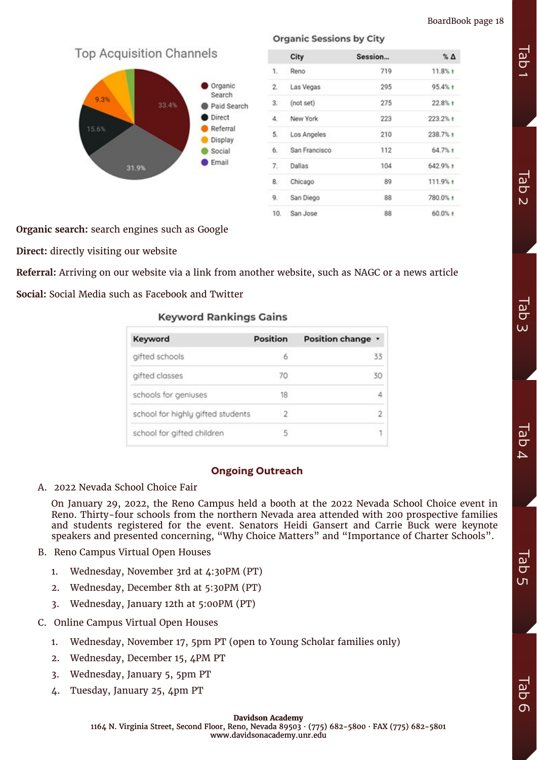## Top Acquisition Channels

- Organic Search: 33.4%
- Paid Search: 31.9%
- Direct: 15.6%
- Referral: 9.3%
- Display
- Social
- Email

### Organic Sessions by City

| | City | Session... | % Δ |
|---|---|---|---|
| 1. | Reno | 719 | 11.8% ↑ |
| 2. | Las Vegas | 295 | 95.4% ↑ |
| 3. | (not set) | 275 | 22.8% ↑ |
| 4. | New York | 223 | 223.2% ↑ |
| 5. | Los Angeles | 210 | 238.7% ↑ |
| 6. | San Francisco | 112 | 64.7% ↑ |
| 7. | Dallas | 104 | 642.9% ↑ |
| 8. | Chicago | 89 | 111.9% ↑ |
| 9. | San Diego | 88 | 780.0% ↑ |
| 10. | San Jose | 88 | 60.0% ↑ |

**Organic search:** search engines such as Google

**Direct:** directly visiting our website

**Referral:** Arriving on our website via a link from another website, such as NAGC or a news article

**Social:** Social Media such as Facebook and Twitter

### Keyword Rankings Gains

| Keyword | Position | Position change |
|---|---|---|
| gifted schools | 6 | 33 |
| gifted classes | 70 | 30 |
| schools for geniuses | 18 | 4 |
| school for highly gifted students | 2 | 2 |
| school for gifted children | 5 | 1 |

## Ongoing Outreach

A. 2022 Nevada School Choice Fair

On January 29, 2022, the Reno Campus held a booth at the 2022 Nevada School Choice event in Reno. Thirty-four schools from the northern Nevada area attended with 200 prospective families and students registered for the event. Senators Heidi Gansert and Carrie Buck were keynote speakers and presented concerning, "Why Choice Matters" and "Importance of Charter Schools".

B. Reno Campus Virtual Open Houses

1. Wednesday, November 3rd at 4:30PM (PT)
2. Wednesday, December 8th at 5:30PM (PT)
3. Wednesday, January 12th at 5:00PM (PT)

C. Online Campus Virtual Open Houses

1. Wednesday, November 17, 5pm PT (open to Young Scholar families only)
2. Wednesday, December 15, 4PM PT
3. Wednesday, January 5, 5pm PT
4. Tuesday, January 25, 4pm PT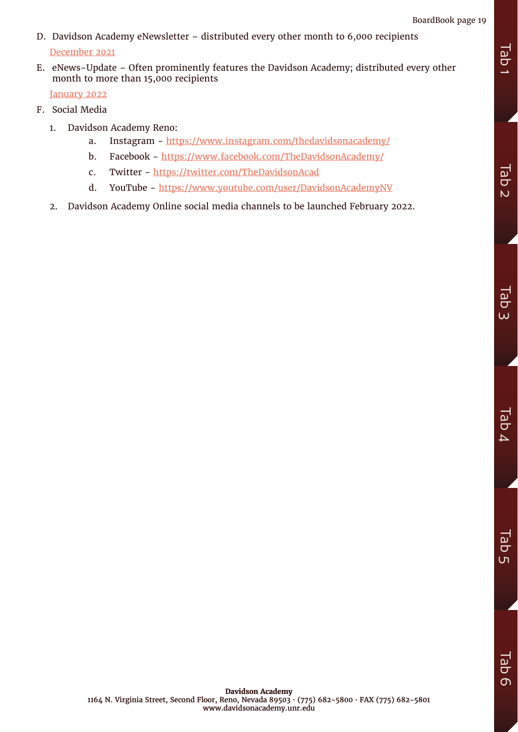D. Davidson Academy eNewsletter – distributed every other month to 6,000 recipients

   December 2021

E. eNews-Update – Often prominently features the Davidson Academy; distributed every other month to more than 15,000 recipients

   January 2022

F. Social Media

   1. Davidson Academy Reno:
      a. Instagram - https://www.instagram.com/thedavidsonacademy/
      b. Facebook - https://www.facebook.com/TheDavidsonAcademy/
      c. Twitter - https://twitter.com/TheDavidsonAcad
      d. YouTube - https://www.youtube.com/user/DavidsonAcademyNV
   2. Davidson Academy Online social media channels to be launched February 2022.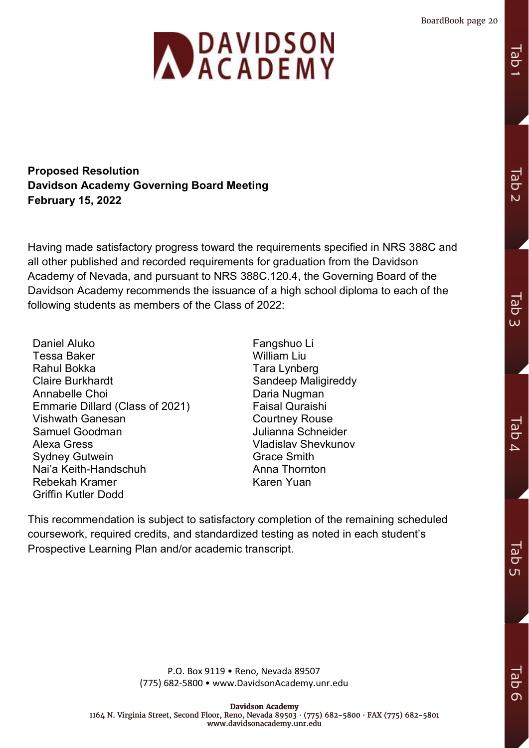**DAVIDSON ACADEMY**

**Proposed Resolution**
**Davidson Academy Governing Board Meeting**
**February 15, 2022**

Having made satisfactory progress toward the requirements specified in NRS 388C and all other published and recorded requirements for graduation from the Davidson Academy of Nevada, and pursuant to NRS 388C.120.4, the Governing Board of the Davidson Academy recommends the issuance of a high school diploma to each of the following students as members of the Class of 2022:

Daniel Aluko
Tessa Baker
Rahul Bokka
Claire Burkhardt
Annabelle Choi
Emmarie Dillard (Class of 2021)
Vishwath Ganesan
Samuel Goodman
Alexa Gress
Sydney Gutwein
Nai'a Keith-Handschuh
Rebekah Kramer
Griffin Kutler Dodd
Fangshuo Li
William Liu
Tara Lynberg
Sandeep Maligireddy
Daria Nugman
Faisal Quraishi
Courtney Rouse
Julianna Schneider
Vladislav Shevkunov
Grace Smith
Anna Thornton
Karen Yuan

This recommendation is subject to satisfactory completion of the remaining scheduled coursework, required credits, and standardized testing as noted in each student's Prospective Learning Plan and/or academic transcript.

P.O. Box 9119 • Reno, Nevada 89507
(775) 682-5800 • www.DavidsonAcademy.unr.edu

**Davidson Academy**
1164 N. Virginia Street, Second Floor, Reno, Nevada 89503 · (775) 682-5800 · FAX (775) 682-5801
www.davidsonacademy.unr.edu